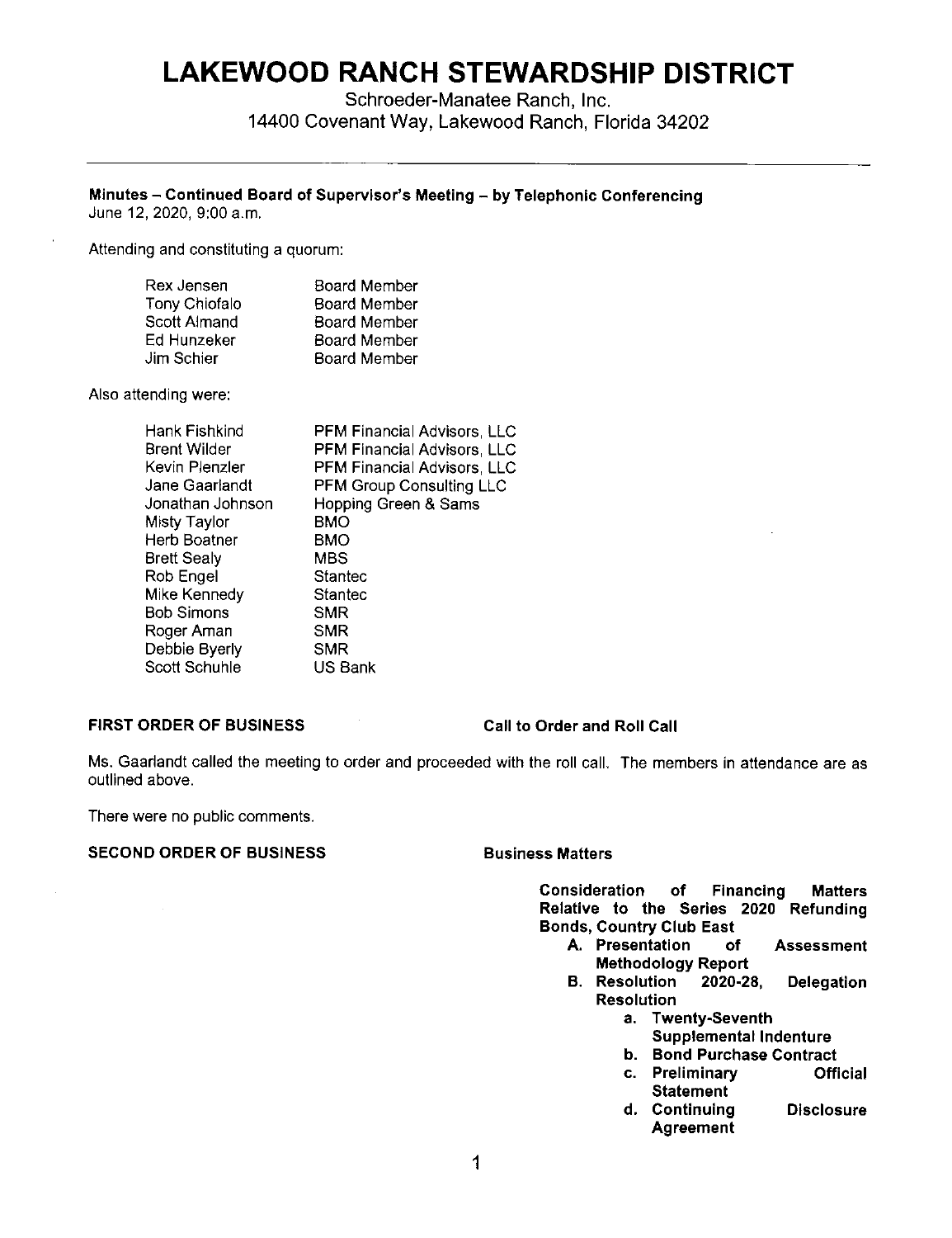# LAKEWOOD RANCH STEWARDSHIP DISTRICT

Schroeder-Manatee Ranch, Inc.
14400 Covenant Way, Lakewood Ranch, Florida 34202

---

**Minutes – Continued Board of Supervisor's Meeting – by Telephonic Conferencing**
June 12, 2020, 9:00 a.m.

Attending and constituting a quorum:

| | |
|---|---|
| Rex Jensen | Board Member |
| Tony Chiofalo | Board Member |
| Scott Almand | Board Member |
| Ed Hunzeker | Board Member |
| Jim Schier | Board Member |

Also attending were:

| | |
|---|---|
| Hank Fishkind | PFM Financial Advisors, LLC |
| Brent Wilder | PFM Financial Advisors, LLC |
| Kevin Plenzler | PFM Financial Advisors, LLC |
| Jane Gaarlandt | PFM Group Consulting LLC |
| Jonathan Johnson | Hopping Green & Sams |
| Misty Taylor | BMO |
| Herb Boatner | BMO |
| Brett Sealy | MBS |
| Rob Engel | Stantec |
| Mike Kennedy | Stantec |
| Bob Simons | SMR |
| Roger Aman | SMR |
| Debbie Byerly | SMR |
| Scott Schuhle | US Bank |

**FIRST ORDER OF BUSINESS** **Call to Order and Roll Call**

Ms. Gaarlandt called the meeting to order and proceeded with the roll call. The members in attendance are as outlined above.

There were no public comments.

**SECOND ORDER OF BUSINESS** **Business Matters**

**Consideration of Financing Matters Relative to the Series 2020 Refunding Bonds, Country Club East**

- **A. Presentation of Assessment Methodology Report**
- **B. Resolution 2020-28, Delegation Resolution**
  - **a. Twenty-Seventh Supplemental Indenture**
  - **b. Bond Purchase Contract**
  - **c. Preliminary Official Statement**
  - **d. Continuing Disclosure Agreement**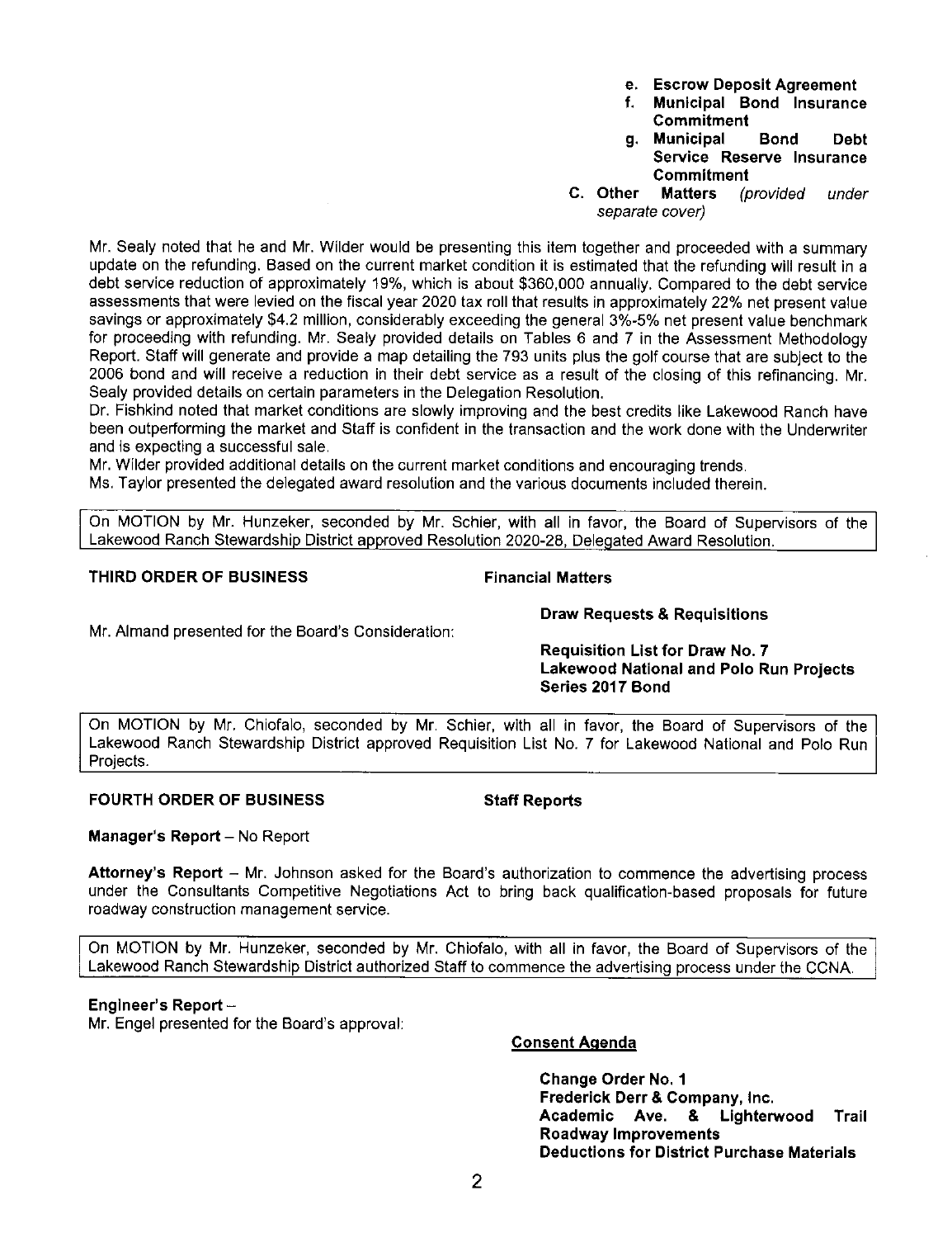e. **Escrow Deposit Agreement**
f. **Municipal Bond Insurance Commitment**
g. **Municipal Bond Debt Service Reserve Insurance Commitment**

C. **Other Matters** *(provided under separate cover)*

Mr. Sealy noted that he and Mr. Wilder would be presenting this item together and proceeded with a summary update on the refunding. Based on the current market condition it is estimated that the refunding will result in a debt service reduction of approximately 19%, which is about $360,000 annually. Compared to the debt service assessments that were levied on the fiscal year 2020 tax roll that results in approximately 22% net present value savings or approximately $4.2 million, considerably exceeding the general 3%-5% net present value benchmark for proceeding with refunding. Mr. Sealy provided details on Tables 6 and 7 in the Assessment Methodology Report. Staff will generate and provide a map detailing the 793 units plus the golf course that are subject to the 2006 bond and will receive a reduction in their debt service as a result of the closing of this refinancing. Mr. Sealy provided details on certain parameters in the Delegation Resolution.

Dr. Fishkind noted that market conditions are slowly improving and the best credits like Lakewood Ranch have been outperforming the market and Staff is confident in the transaction and the work done with the Underwriter and is expecting a successful sale.

Mr. Wilder provided additional details on the current market conditions and encouraging trends.

Ms. Taylor presented the delegated award resolution and the various documents included therein.

On MOTION by Mr. Hunzeker, seconded by Mr. Schier, with all in favor, the Board of Supervisors of the Lakewood Ranch Stewardship District approved Resolution 2020-28, Delegated Award Resolution.

**THIRD ORDER OF BUSINESS** **Financial Matters**

**Draw Requests & Requisitions**

Mr. Almand presented for the Board's Consideration:

**Requisition List for Draw No. 7**
**Lakewood National and Polo Run Projects**
**Series 2017 Bond**

On MOTION by Mr. Chiofalo, seconded by Mr. Schier, with all in favor, the Board of Supervisors of the Lakewood Ranch Stewardship District approved Requisition List No. 7 for Lakewood National and Polo Run Projects.

**FOURTH ORDER OF BUSINESS** **Staff Reports**

**Manager's Report** – No Report

**Attorney's Report** – Mr. Johnson asked for the Board's authorization to commence the advertising process under the Consultants Competitive Negotiations Act to bring back qualification-based proposals for future roadway construction management service.

On MOTION by Mr. Hunzeker, seconded by Mr. Chiofalo, with all in favor, the Board of Supervisors of the Lakewood Ranch Stewardship District authorized Staff to commence the advertising process under the CCNA.

**Engineer's Report** –

Mr. Engel presented for the Board's approval:

**Consent Agenda**

**Change Order No. 1**
**Frederick Derr & Company, Inc.**
**Academic Ave. & Lighterwood Trail Roadway Improvements**
**Deductions for District Purchase Materials**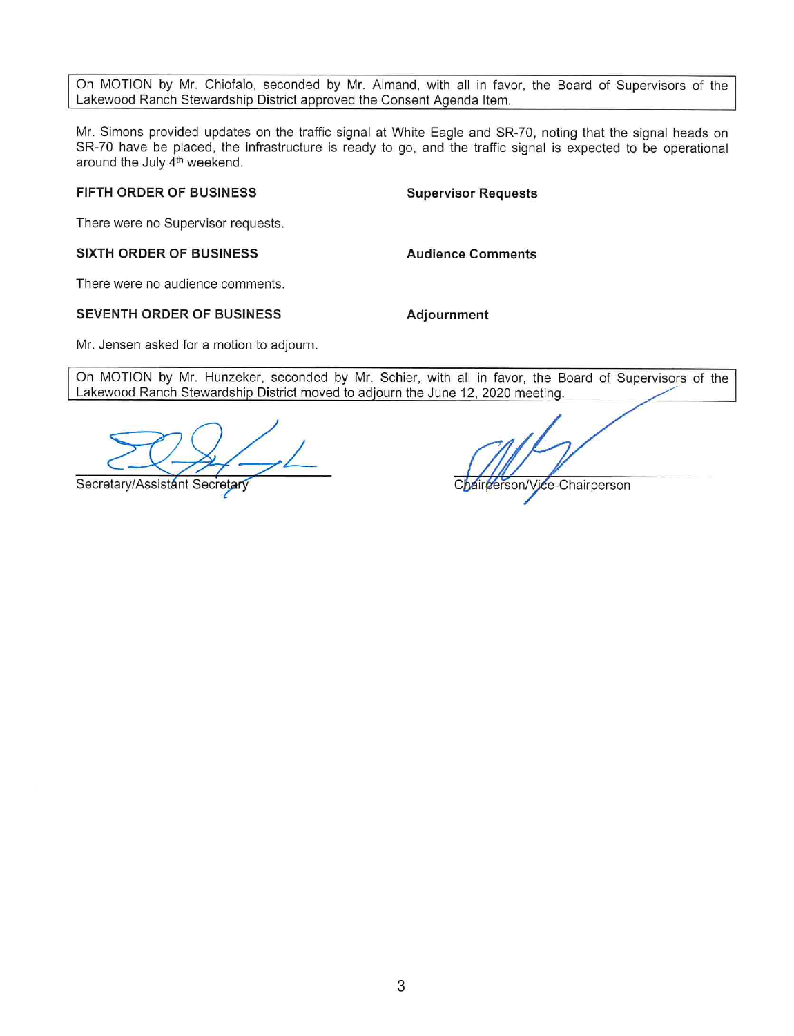On MOTION by Mr. Chiofalo, seconded by Mr. Almand, with all in favor, the Board of Supervisors of the Lakewood Ranch Stewardship District approved the Consent Agenda Item.

Mr. Simons provided updates on the traffic signal at White Eagle and SR-70, noting that the signal heads on SR-70 have be placed, the infrastructure is ready to go, and the traffic signal is expected to be operational around the July 4th weekend.

**FIFTH ORDER OF BUSINESS** **Supervisor Requests**

There were no Supervisor requests.

**SIXTH ORDER OF BUSINESS** **Audience Comments**

There were no audience comments.

**SEVENTH ORDER OF BUSINESS** **Adjournment**

Mr. Jensen asked for a motion to adjourn.

On MOTION by Mr. Hunzeker, seconded by Mr. Schier, with all in favor, the Board of Supervisors of the Lakewood Ranch Stewardship District moved to adjourn the June 12, 2020 meeting.

Secretary/Assistant Secretary

Chairperson/Vice-Chairperson